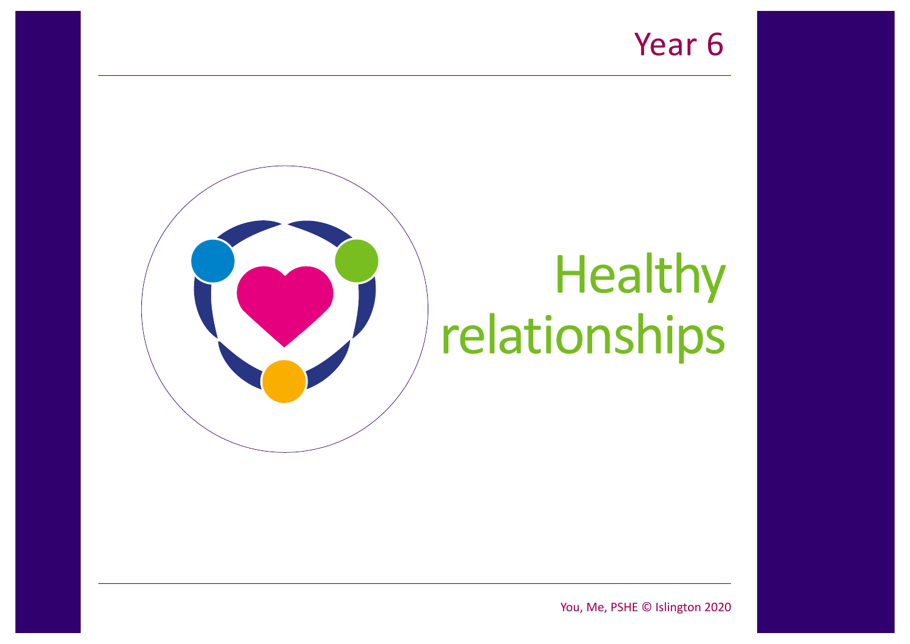Year 6

# Healthy relationships

You, Me, PSHE © Islington 2020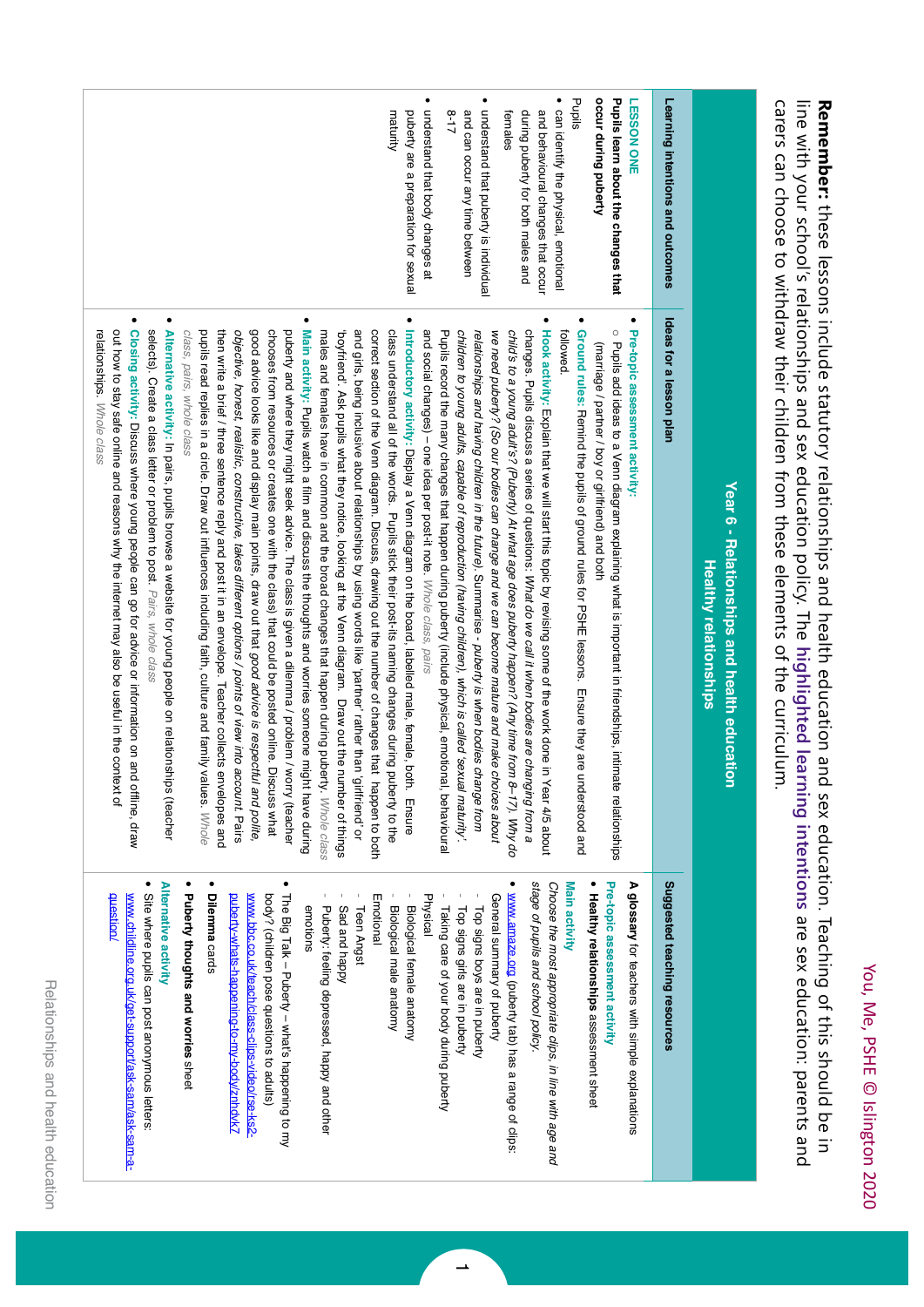**Remember:** these lessons include statutory relationships and health education. Teaching of this should be in line with your school's relationships and sex education policy. The highlighted learning intentions are sex education: parents and carers can choose to withdraw their children from these elements of the curriculum.

## Year 6 - Relationships and health education
### Healthy relationships

| Learning intentions and outcomes | Ideas for a lesson plan | Suggested teaching resources |
|---|---|---|
| **LESSON ONE**<br>**Pupils learn about the changes that occur during puberty**<br>Pupils<br>• can identify the physical, emotional and behavioural changes that occur during puberty for both males and females<br>• understand that puberty is individual and can occur any time between 8-17<br>• understand that body changes at puberty are a preparation for sexual maturity | • **Pre-topic assessment activity:**<br>○ Pupils add ideas to a Venn diagram explaining what is important in friendships, intimate relationships (marriage / partner / boy or girlfriend) and both<br>• **Ground rules:** Remind the pupils of ground rules for PSHE lessons. Ensure they are understood and followed.<br>• **Hook activity:** Explain that we will start this topic by revising some of the work done in Year 4/5 about changes. Pupils discuss a series of questions: *What do we call it when bodies are changing from a child's to a young adult's? (Puberty) At what age does puberty happen? (Any time from 8–17). Why do we need puberty? (So our bodies can change and we can become mature and make choices about relationships and having children in the future).* Summarise - *puberty is when bodies change from children to young adults, capable of reproduction (having children), which is called 'sexual maturity'.* Pupils record the many changes that happen during puberty (include physical, emotional, behavioural and social changes) – one idea per post-it note. *Whole class, pairs*<br>• **Introductory activity:** Display a Venn diagram on the board, labelled male, female, both. Ensure class understand all of the words. Pupils stick their post-its naming changes during puberty to the correct section of the Venn diagram. Discuss, drawing out the number of changes that happen to both and girls, being inclusive about relationships by using words like 'partner' rather than 'girlfriend' or 'boyfriend'. Ask pupils what they notice, looking at the Venn diagram. Draw out the number of things males and females have in common and the broad changes that happen during puberty. *Whole class*<br>• **Main activity:** Pupils watch a film and discuss the thoughts and worries someone might have during puberty and where they might seek advice. The class is given a dilemma / problem / worry (teacher chooses from resources or creates one with the class) that could be posted online. Discuss what good advice looks like and display main points, draw out that *good advice is respectful and polite, objective, honest, realistic, constructive, takes different options / points of view into account.* Pairs then write a brief / three sentence reply and post it in an envelope. Teacher collects envelopes and pupils read replies in a circle. Draw out influences including faith, culture and family values. *Whole class, pairs, whole class*<br>• **Alternative activity:** In pairs, pupils browse a website for young people on relationships (teacher selects). Create a class letter or problem to post. *Pairs, whole class*<br>• **Closing activity:** Discuss where young people can go for advice or information on and offline, draw out how to stay safe online and reasons why the internet may also be useful in the context of relationships. *Whole class* | **A glossary** for teachers with simple explanations<br>**Pre-topic assessment activity**<br>• **Healthy relationships** assessment sheet<br>**Main activity**<br>*Choose the most appropriate clips, in line with age and stage of pupils and school policy.*<br>• www.amaze.org (puberty tab) has a range of clips:<br>General summary of puberty<br>- Top signs boys are in puberty<br>- Top signs girls are in puberty<br>- Taking care of your body during puberty<br>Physical<br>- Biological female anatomy<br>- Biological male anatomy<br>Emotional<br>- Teen Angst<br>- Sad and happy<br>- Puberty: feeling depressed, happy and other emotions<br>• The Big Talk – Puberty – what's happening to my body? (children pose questions to adults)<br>www.bbc.co.uk/teach/class-clips-video/rse-ks2-puberty-whats-happening-to-my-body/znhdvk7<br>• **Dilemma** cards<br>• **Puberty thoughts and worries** sheet<br>**Alternative activity**<br>• Site where pupils can post anonymous letters: www.childline.org.uk/get-support/ask-sam/ask-sam-a-question/ |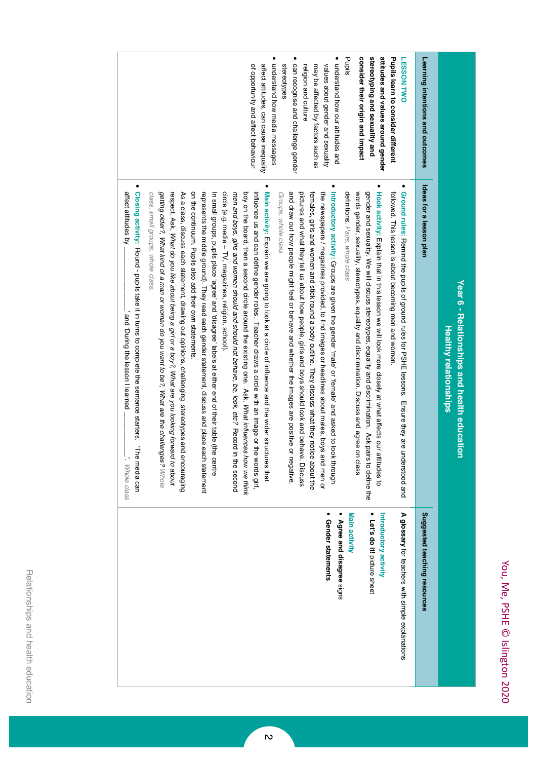# Year 6 - Relationships and health education
## Healthy relationships

| Learning intentions and outcomes | Ideas for a lesson plan | Suggested teaching resources |
| --- | --- | --- |
| **LESSON TWO**<br>**Pupils learn to consider different attitudes and values around gender stereotyping and sexuality and consider their origin and impact**<br>Pupils<br>• understand how our attitudes and values about gender and sexuality may be affected by factors such as religion and culture<br>• can recognise and challenge gender stereotypes<br>• understand how media messages affect attitudes, can cause inequality of opportunity and affect behaviour | • **Ground rules:** Remind the pupils of ground rules for PSHE lessons. Ensure they are understood and followed. This lesson is about becoming men and women.<br>• **Hook activity:** Explain that in this lesson we will look more closely at what affects our attitudes to gender and sexuality. We will discuss stereotypes, equality and discrimination. Ask pairs to define the words gender, sexuality, stereotypes, equality and discrimination. Discuss and agree on class definitions. *Pairs, whole class*<br>• **Introductory activity:** Groups are given the gender 'male' or 'female' and asked to look through the newspapers / magazines provided, to find images or headlines about males, boys and men or females, girls and women and stick round a body outline. They discuss what they notice about the pictures and what they tell us about how people, girls and boys should look and behave. Discuss and draw out how people might feel or behave and whether the images are positive or negative. *Groups, whole class*<br>• **Main activity:** Explain we are going to look at a circle of influence and the wider structures that influence us and can define gender roles. Teacher draws a circle with an image or the words girl, boy on the board, then a second circle around the existing one. Ask, *What influences how we think men and boys, girls and women should and should not behave, be, look, etc?* Record in the second circle (e.g. media – TV, magazines, religion, school).<br>In small groups, pupils place 'agree' and 'disagree' labels at either end of their table (the centre represents the middle ground). They read each gender statement, discuss and place each statement on the continuum. Pupils also add their own statements.<br>As a class, discuss each statement, drawing out opinions, challenging stereotypes and encouraging respect. Ask, *What do you like about being a girl or a boy?*, *What are you looking forward to about getting older?*, *What kind of a man or woman do you want to be?*, *What are the challenges? Whole class, small groups, whole class.*<br>• **Closing activity:** Round - pupils take it in turns to complete the sentence starters, 'The media can affect attitudes by ____________', and 'During the lesson I learned ____________'. *Whole class* | **A glossary** for teachers with simple explanations<br>**Introductory activity**<br>• **Let's do it!** picture sheet<br>**Main activity**<br>• **Agree and disagree** signs<br>• **Gender statements** |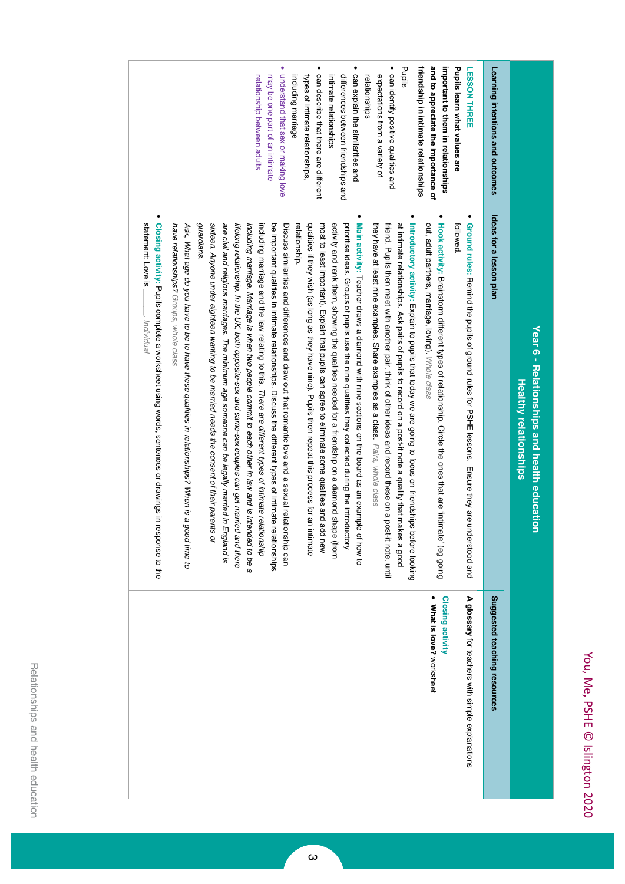## Year 6 - Relationships and health education
### Healthy relationships

| Learning intentions and outcomes | Ideas for a lesson plan | Suggested teaching resources |
|---|---|---|
| **LESSON THREE**<br>**Pupils learn what values are important to them in relationships and to appreciate the importance of friendship in intimate relationships**<br>Pupils<br>• can identify positive qualities and expectations from a variety of relationships<br>• can explain the similarities and differences between friendships and intimate relationships<br>• can describe that there are different types of intimate relationships, including marriage<br>• understand that sex or making love may be one part of an intimate relationship between adults | • **Ground rules:** Remind the pupils of ground rules for PSHE lessons. Ensure they are understood and followed.<br>• **Hook activity:** Brainstorm different types of relationship. Circle the ones that are 'intimate' (eg going out, adult partners, marriage, loving). *Whole class*<br>• **Introductory activity:** Explain to pupils that today we are going to focus on friendships before looking at intimate relationships. Ask pairs of pupils to record on a post-it note a quality that makes a good friend. Pupils then meet with another pair, think of other ideas and record these on a post-it note, until they have at least nine examples. Share examples as a class. *Pairs, whole class*<br>• **Main activity:** Teacher draws a diamond with nine sections on the board as an example of how to prioritise ideas. Groups of pupils use the nine qualities they collected during the introductory activity and rank them, showing the qualities needed for a friendship on a diamond shape (from most to least important). Explain that pupils can agree to eliminate some qualities and add new qualities if they wish (as long as they have nine). Pupils then repeat this process for an intimate relationship.<br>Discuss similarities and differences and draw out that romantic love and a sexual relationship can be important qualities in intimate relationships. Discuss the different types of intimate relationships including marriage and the law relating to this. *There are different types of intimate relationship including marriage. Marriage is when two people commit to each other in law and is intended to be a lifelong relationship. In the UK, both opposite-sex and same-sex couples can get married and there are civil and religious marriages. The minimum age someone can be legally married in England is sixteen. Anyone under eighteen wanting to be married needs the consent of their parents or guardians.*<br>Ask, *What age do you have to be to have these qualities in relationships? When is a good time to have relationships? Groups, whole class*<br>• **Closing activity:** Pupils complete a worksheet using words, sentences or drawings in response to the statement: Love is ______. *Individual* | **A glossary** for teachers with simple explanations<br>**Closing activity**<br>• **What is love?** worksheet |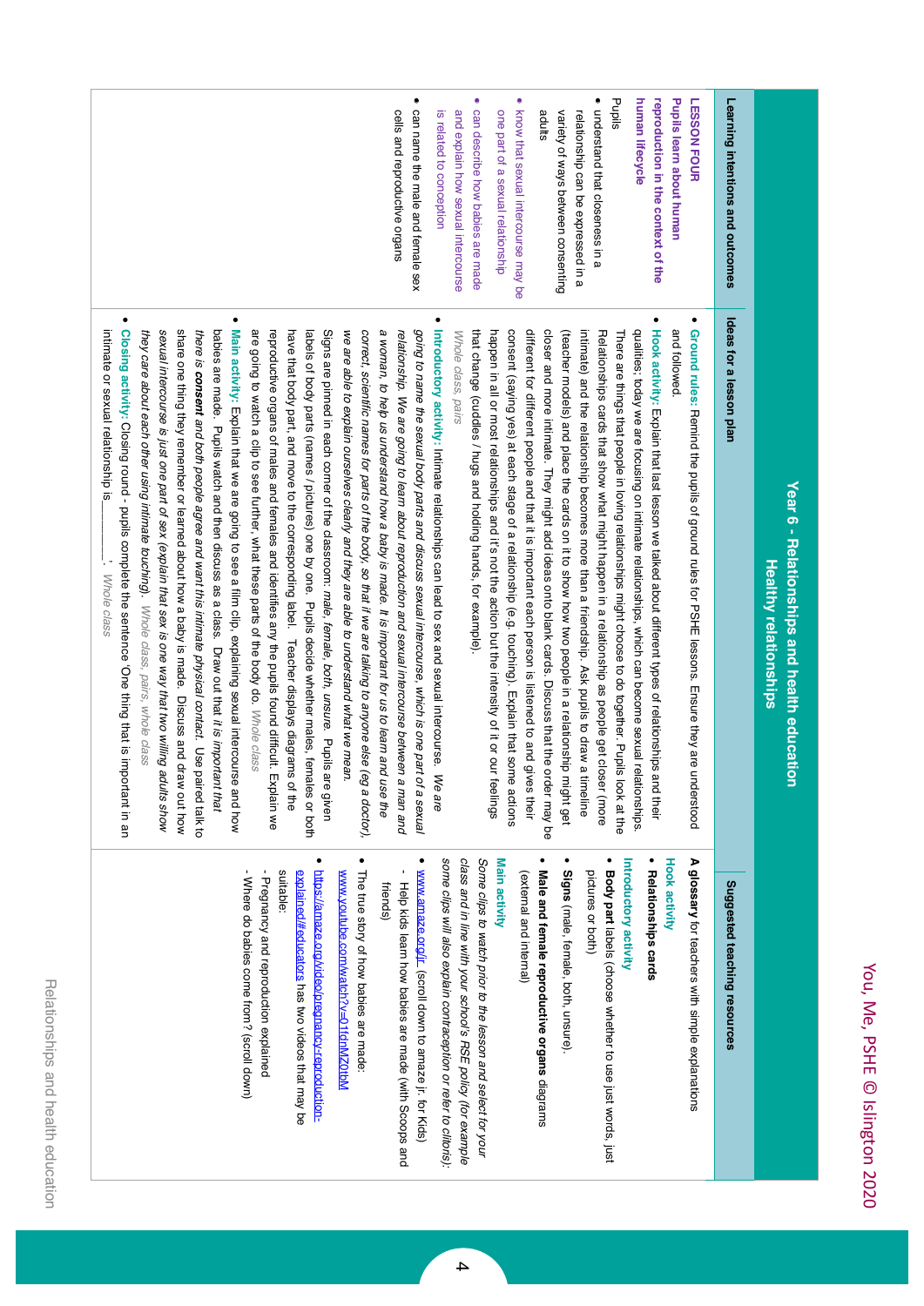# Year 6 - Relationships and health education
## Healthy relationships

| Learning intentions and outcomes | Ideas for a lesson plan | Suggested teaching resources |
|---|---|---|
| **LESSON FOUR**<br>**Pupils learn about human reproduction in the context of the human lifecycle**<br>Pupils<br>• understand that closeness in a relationship can be expressed in a variety of ways between consenting adults<br>• know that sexual intercourse may be one part of a sexual relationship<br>• can describe how babies are made and explain how sexual intercourse is related to conception<br>• can name the male and female sex cells and reproductive organs | • **Ground rules:** Remind the pupils of ground rules for PSHE lessons. Ensure they are understood and followed.<br>• **Hook activity:** Explain that last lesson we talked about different types of relationships and their qualities; today we are focusing on intimate relationships, which can become sexual relationships. There are things that people in loving relationships might choose to do together. Pupils look at the Relationships cards that show what might happen in a relationship as people get closer (more intimate) and the relationship becomes more than a friendship. Ask pupils to draw a timeline (teacher models) and place the cards on it to show how two people in a relationship might get closer and more intimate. They might add ideas onto blank cards. Discuss that the order may be different for different people and that it is important each person is listened to and gives their consent (saying yes) at each stage of a relationship (e.g. touching). Explain that some actions happen in all or most relationships and it's not the action but the intensity of it or our feelings that change (cuddles / hugs and holding hands, for example). *Whole class, pairs*<br>• **Introductory activity:** Intimate relationships can lead to sex and sexual intercourse. *We are going to name the sexual body parts and discuss sexual intercourse, which is one part of a sexual relationship. We are going to learn about reproduction and sexual intercourse between a man and a woman, to help us understand how a baby is made. It is important for us to learn and use the correct, scientific names for parts of the body, so that if we are talking to anyone else (eg a doctor), we are able to explain ourselves clearly and they are able to understand what we mean.* Signs are pinned in each corner of the classroom: *male, female, both, unsure.* Pupils are given labels of body parts (names / pictures) one by one. Pupils decide whether males, females or both have that body part, and move to the corresponding label. Teacher displays diagrams of the reproductive organs of males and females and identifies any the pupils found difficult. Explain we are going to watch a clip to see further, what these parts of the body do. *Whole class*<br>• **Main activity:** Explain that we are going to see a film clip, explaining sexual intercourse and how babies are made. Pupils watch and then discuss as a class. Draw out that *it is important that there is **consent** and both people agree and want this intimate physical contact.* Use paired talk to share one thing they remember or learned about how a baby is made. Discuss and draw out how *sexual intercourse is just one part of sex (explain that sex is one way that two willing adults show they care about each other using intimate touching). Whole class, pairs, whole class*<br>• **Closing activity:** Closing round - pupils complete the sentence 'One thing that is important in an intimate or sexual relationship is________'. *Whole class* | **A glossary** for teachers with simple explanations<br>**Hook activity**<br>• **Relationships cards**<br>**Introductory activity**<br>• **Body part** labels (choose whether to use just words, just pictures or both)<br>• **Signs** (male, female, both, unsure).<br>• **Male and female reproductive organs** diagrams (external and internal)<br>**Main activity**<br>*Some clips to watch prior to the lesson and select for your class and in line with your school's RSE policy (for example some clips will also explain contraception or refer to clitoris):*<br>• www.amaze.org/jr (scroll down to amaze jr. for Kids)<br>- Help kids learn how babies are made (with Scoops and friends)<br>• The true story of how babies are made: www.youtube.com/watch?v=01fdnMZ0tbM<br>• https://amaze.org/video/pregnancy-reproduction-explained/#educators has two videos that may be suitable:<br>- Pregnancy and reproduction explained<br>- Where do babies come from? (scroll down) |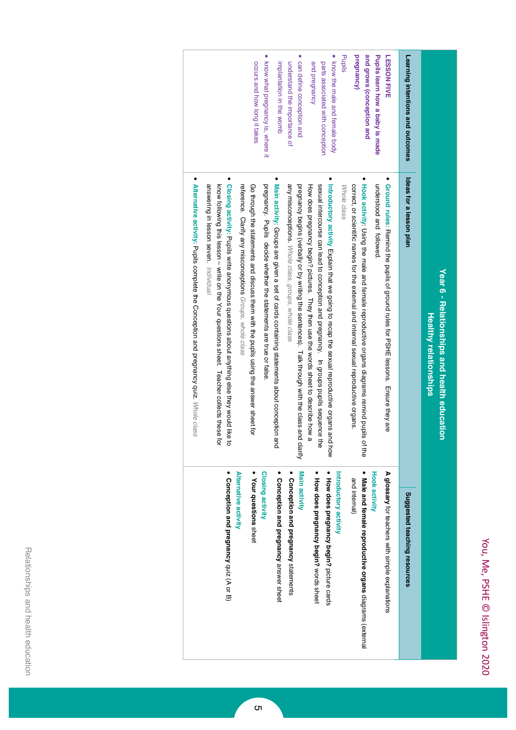# Year 6 - Relationships and health education
## Healthy relationships

| Learning intentions and outcomes | Ideas for a lesson plan | Suggested teaching resources |
|---|---|---|
| **LESSON FIVE**<br>**Pupils learn how a baby is made and grows (conception and pregnancy)**<br>Pupils<br>• know the male and female body parts associated with conception and pregnancy<br>• can define conception and understand the importance of implantation in the womb<br>• know what pregnancy is, where it occurs and how long it takes | • **Ground rules:** Remind the pupils of ground rules for PSHE lessons. Ensure they are understood and followed.<br>• **Hook activity:** Using the male and female reproductive organs diagrams remind pupils of the correct, or scientific names for the external and internal sexual reproductive organs. *Whole class*<br>• **Introductory activity** Explain that we going to recap the sexual reproductive organs and how sexual intercourse can lead to conception and pregnancy. In groups pupils sequence the How does pregnancy begin? pictures. They then use the words sheet to describe how a pregnancy begins (verbally or by writing the sentences). Talk through with the class and clarify any misconceptions. *Whole class, groups, whole class*<br>• **Main activity:** Groups are given a set of cards containing statements about conception and pregnancy. Pupils decide whether the statements are true or false.<br>Go through the statements and discuss them with the pupils using the answer sheet for reference. Clarify any misconceptions *Groups, whole class*<br>• **Closing activity:** Pupils write anonymous questions about anything else they would like to know following this lesson – write on the Your questions sheet. Teacher collects these for answering in lesson seven. *Individual*<br>• **Alternative activity:** Pupils complete the Conception and pregnancy quiz. *Whole class* | **A glossary** for teachers with simple explanations<br>**Hook activity**<br>• **Male and female reproductive organs** diagrams (external and internal)<br>**Introductory activity**<br>• **How does pregnancy begin?** picture cards<br>• **How does pregnancy begin?** words sheet<br>**Main activity**<br>• **Conception and pregnancy** statements<br>• **Conception and pregnancy** answer sheet<br>**Closing activity**<br>• **Your questions** sheet<br>**Alternative activity**<br>• **Conception and pregnancy** quiz (A or B) |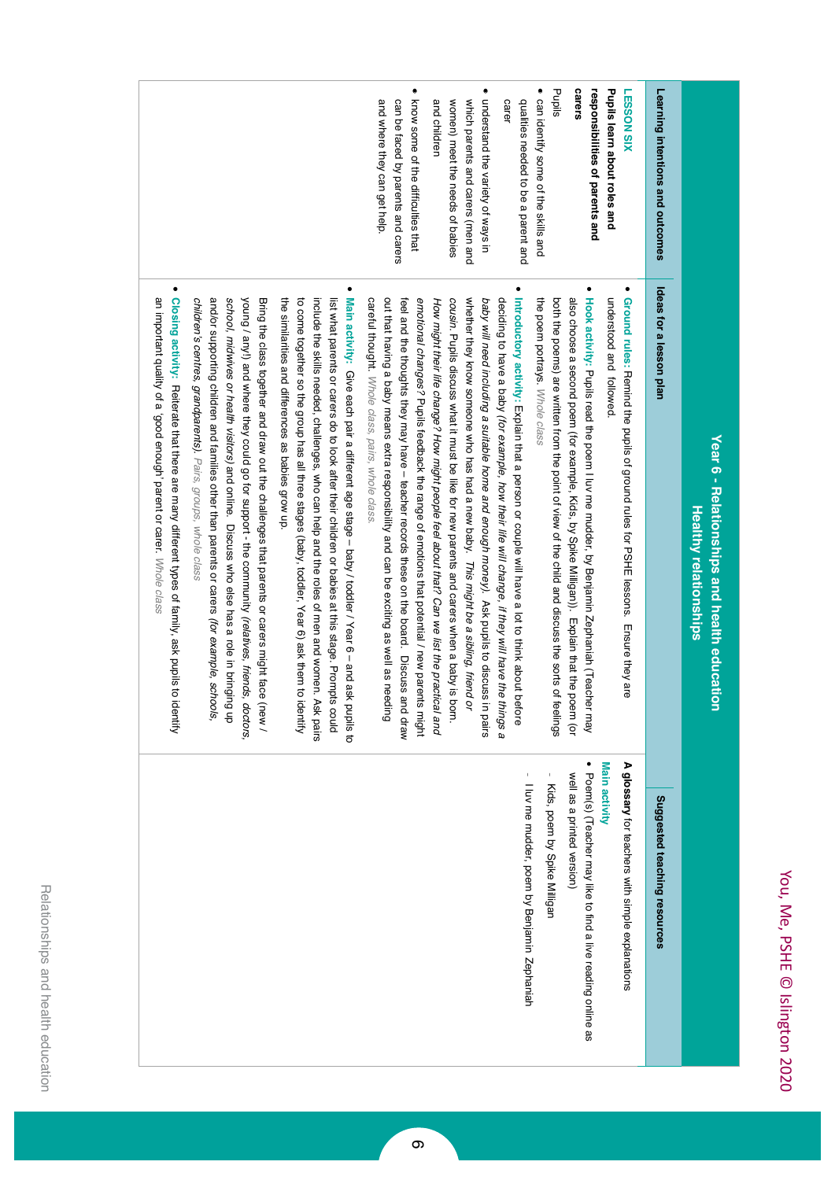# Year 6 - Relationships and health education
## Healthy relationships

| Learning intentions and outcomes | Ideas for a lesson plan | Suggested teaching resources |
|---|---|---|
| **LESSON SIX**<br>**Pupils learn about roles and responsibilities of parents and carers**<br>Pupils<br>• can identify some of the skills and qualities needed to be a parent and carer<br>• understand the variety of ways in which parents and carers (men and women) meet the needs of babies and children<br>• know some of the difficulties that can be faced by parents and carers and where they can get help. | • **Ground rules:** Remind the pupils of ground rules for PSHE lessons. Ensure they are understood and followed.<br>• **Hook activity:** Pupils read the poem I luv me mudder, by Benjamin Zephaniah (Teacher may also choose a second poem (for example, Kids, by Spike Milligan)). Explain that the poem (or both the poems) are written from the point of view of the child and discuss the sorts of feelings the poem portrays. *Whole class*<br>• **Introductory activity:** Explain that a person or couple will have a lot to think about before deciding to have a baby *(for example, how their life will change, if they will have the things a baby will need including a suitable home and enough money)*. Ask pupils to discuss in pairs whether they know someone who has had a new baby. *This might be a sibling, friend or cousin.* Pupils discuss what it must be like for new parents and carers when a baby is born. *How might their life change? How might people feel about that? Can we list the practical and emotional changes?* Pupils feedback the range of emotions that potential / new parents might feel and the thoughts they may have – teacher records these on the board. Discuss and draw out that having a baby means extra responsibility and can be exciting as well as needing careful thought. *Whole class, pairs, whole class.*<br>• **Main activity:** Give each pair a different age stage – baby / toddler / Year 6 – and ask pupils to list what parents or carers do to look after their children or babies at this stage. Prompts could include the skills needed, challenges, who can help and the roles of men and women. Ask pairs to come together so the group has all three stages (baby, toddler, Year 6) ask them to identify the similarities and differences as babies grow up.<br>Bring the class together and draw out the challenges that parents or carers might face (new / young / any!) and where they could go for support - the community *(relatives, friends, doctors, school, midwives or health visitors)* and online. Discuss who else has a role in bringing up and/or supporting children and families other than parents or carers *(for example, schools, children's centres, grandparents). Pairs, groups, whole class*<br>• **Closing activity:** Reiterate that there are many different types of family, ask pupils to identify an important quality of a 'good enough' parent or carer. *Whole class* | **A glossary** for teachers with simple explanations<br>**Main activity**<br>• Poem(s) (Teacher may like to find a live reading online as well as a printed version)<br>- Kids, poem by Spike Milligan<br>- I luv me mudder, poem by Benjamin Zephaniah |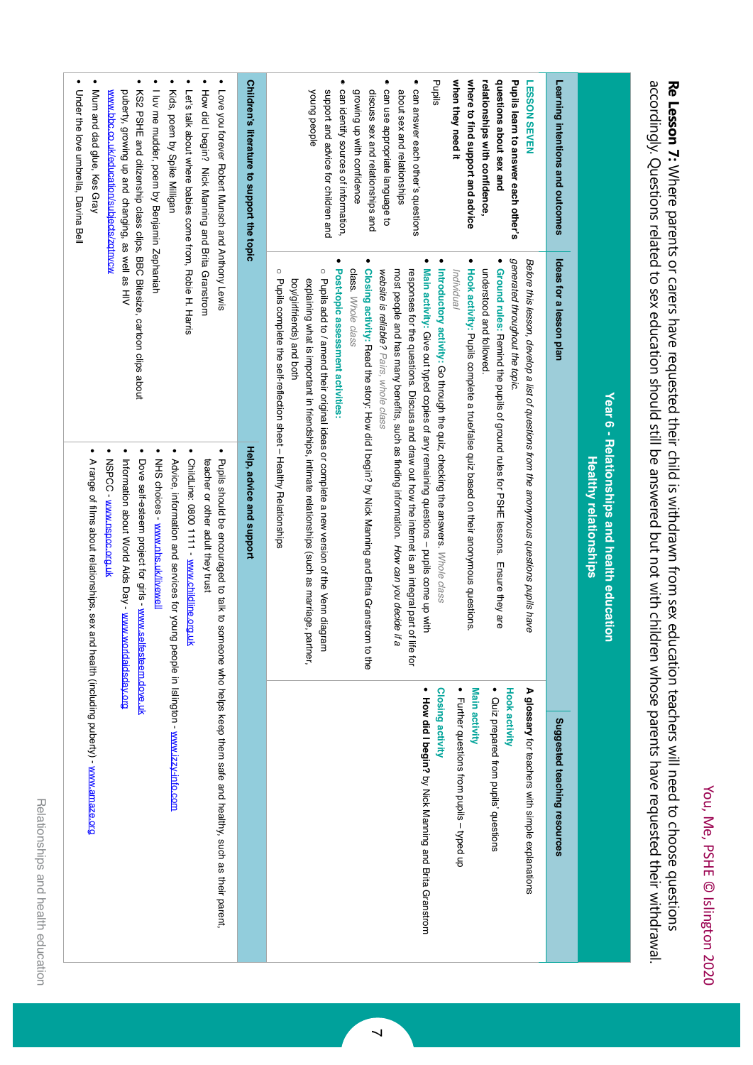**Re Lesson 7:** Where parents or carers have requested their child is withdrawn from sex education teachers will need to choose questions accordingly. Questions related to sex education should still be answered but not with children whose parents have requested their withdrawal.

## Year 6 - Relationships and health education
### Healthy relationships

| Learning intentions and outcomes | Ideas for a lesson plan | Suggested teaching resources |
|---|---|---|
| **LESSON SEVEN**<br>**Pupils learn to answer each other's questions about sex and relationships with confidence, where to find support and advice when they need it**<br>Pupils<br>• can answer each other's questions about sex and relationships<br>• can use appropriate language to discuss sex and relationships and growing up with confidence<br>• can identify sources of information, support and advice for children and young people | *Before this lesson, develop a list of questions from the anonymous questions pupils have generated throughout the topic.*<br>• **Ground rules:** Remind the pupils of ground rules for PSHE lessons. Ensure they are understood and followed.<br>• **Hook activity:** Pupils complete a true/false quiz based on their anonymous questions. *Individual*<br>• **Introductory activity:** Go through the quiz, checking the answers. *Whole class*<br>• **Main activity:** Give out typed copies of any remaining questions – pupils come up with responses for the questions. Discuss and draw out how the internet is an integral part of life for most people and has many benefits, such as finding information. *How can you decide if a website is reliable? Pairs, whole class*<br>• **Closing activity:** Read the story: How did I begin? by Nick Manning and Brita Granstrom to the class. *Whole class*<br>• **Post-topic assessment activities:**<br>  ○ Pupils add to / amend their original ideas or complete a new version of the Venn diagram explaining what is important in friendships, intimate relationships (such as marriage, partner, boy/girlfriends) and both<br>  ○ Pupils complete the self-reflection sheet – Healthy Relationships | **A glossary** for teachers with simple explanations<br>**Hook activity**<br>• Quiz prepared from pupils' questions<br>**Main activity**<br>• Further questions from pupils – typed up<br>**Closing activity**<br>• **How did I begin?** by Nick Manning and Brita Granstrom |

| Children's literature to support the topic | Help, advice and support |
|---|---|
| • Love you forever Robert Munsch and Anthony Lewis<br>• How did I begin? Nick Manning and Brita Granstrom<br>• Let's talk about where babies come from, Robie H. Harris<br>• Kids, poem by Spike Milligan<br>• I luv me mudder, poem by Benjamin Zephaniah<br>• KS2 PSHE and citizenship class clips, BBC Bitesize, carbon clips about puberty, growing up and changing, as well as HIV www.bbc.co.uk/education/subjects/zqtmcw<br>• Mum and dad glue, Kes Gray<br>• Under the love umbrella, Davina Bell | • Pupils should be encouraged to talk to someone who helps keep them safe and healthy, such as their parent, teacher or other adult they trust<br>• ChildLine: 0800 1111 - www.childline.org.uk<br>• Advice, information and services for young people in Islington - www.izzy-info.com<br>• NHS choices - www.nhs.uk/livewell<br>• Dove self-esteem project for girls - www.selfesteem.dove.uk<br>• Information about World Aids Day - www.worldaidsday.org<br>• NSPCC - www.nspcc.org.uk<br>• A range of films about relationships, sex and health (including puberty) - www.amaze.org |